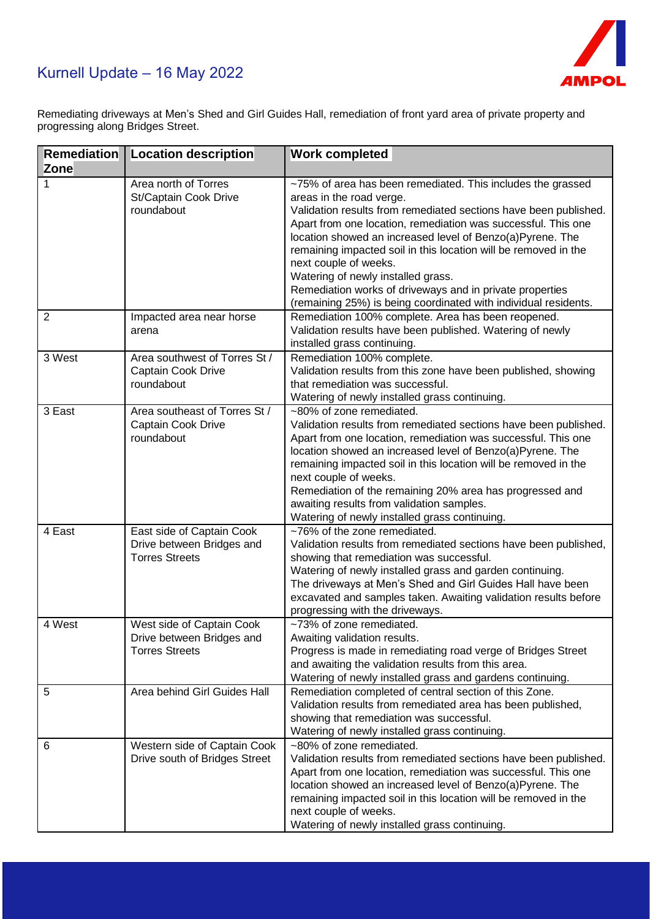# Kurnell Update – 16 May 2022

Remediating driveways at Men's Shed and Girl Guides Hall, remediation of front yard area of private property and progressing along Bridges Street.

| Remediation Zone | Location description | Work completed |
|---|---|---|
| 1 | Area north of Torres St/Captain Cook Drive roundabout | ~75% of area has been remediated. This includes the grassed areas in the road verge.<br>Validation results from remediated sections have been published. Apart from one location, remediation was successful. This one location showed an increased level of Benzo(a)Pyrene. The remaining impacted soil in this location will be removed in the next couple of weeks.<br>Watering of newly installed grass.<br>Remediation works of driveways and in private properties (remaining 25%) is being coordinated with individual residents. |
| 2 | Impacted area near horse arena | Remediation 100% complete. Area has been reopened. Validation results have been published. Watering of newly installed grass continuing. |
| 3 West | Area southwest of Torres St / Captain Cook Drive roundabout | Remediation 100% complete.<br>Validation results from this zone have been published, showing that remediation was successful.<br>Watering of newly installed grass continuing. |
| 3 East | Area southeast of Torres St / Captain Cook Drive roundabout | ~80% of zone remediated.<br>Validation results from remediated sections have been published. Apart from one location, remediation was successful. This one location showed an increased level of Benzo(a)Pyrene. The remaining impacted soil in this location will be removed in the next couple of weeks.<br>Remediation of the remaining 20% area has progressed and awaiting results from validation samples.<br>Watering of newly installed grass continuing. |
| 4 East | East side of Captain Cook Drive between Bridges and Torres Streets | ~76% of the zone remediated.<br>Validation results from remediated sections have been published, showing that remediation was successful.<br>Watering of newly installed grass and garden continuing.<br>The driveways at Men's Shed and Girl Guides Hall have been excavated and samples taken. Awaiting validation results before progressing with the driveways. |
| 4 West | West side of Captain Cook Drive between Bridges and Torres Streets | ~73% of zone remediated.<br>Awaiting validation results.<br>Progress is made in remediating road verge of Bridges Street and awaiting the validation results from this area.<br>Watering of newly installed grass and gardens continuing. |
| 5 | Area behind Girl Guides Hall | Remediation completed of central section of this Zone.<br>Validation results from remediated area has been published, showing that remediation was successful.<br>Watering of newly installed grass continuing. |
| 6 | Western side of Captain Cook Drive south of Bridges Street | ~80% of zone remediated.<br>Validation results from remediated sections have been published. Apart from one location, remediation was successful. This one location showed an increased level of Benzo(a)Pyrene. The remaining impacted soil in this location will be removed in the next couple of weeks.<br>Watering of newly installed grass continuing. |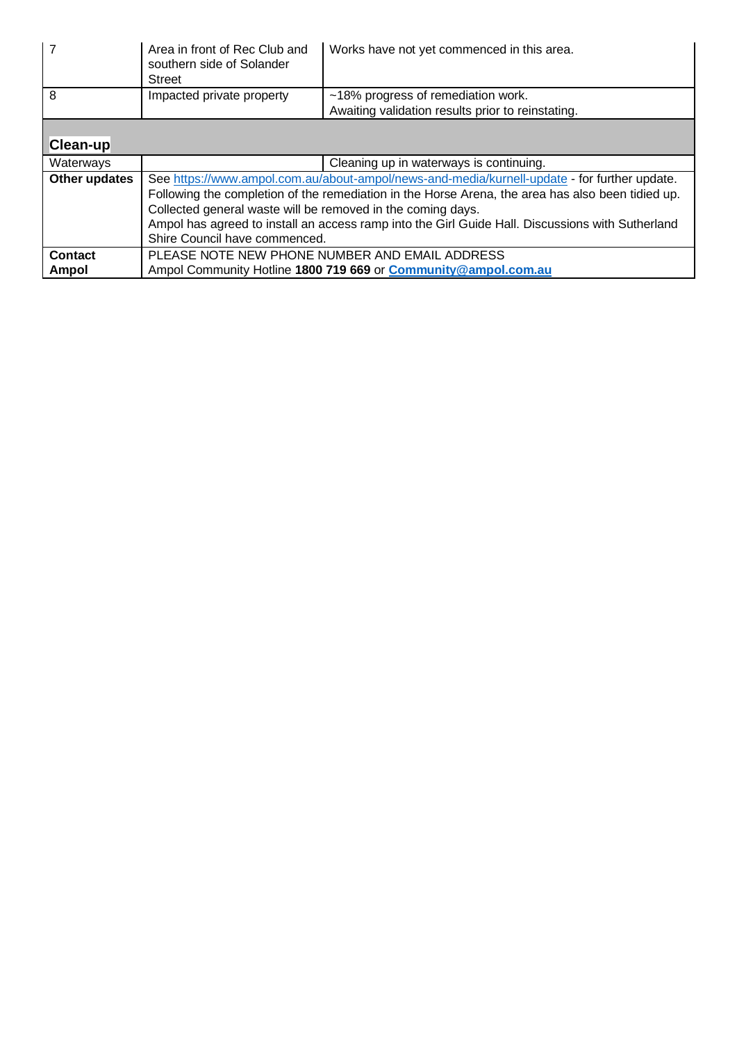| | | |
|---|---|---|
| 7 | Area in front of Rec Club and southern side of Solander Street | Works have not yet commenced in this area. |
| 8 | Impacted private property | ~18% progress of remediation work.<br>Awaiting validation results prior to reinstating. |
| **Clean-up** | | |
| Waterways | | Cleaning up in waterways is continuing. |
| **Other updates** | See https://www.ampol.com.au/about-ampol/news-and-media/kurnell-update - for further update.<br>Following the completion of the remediation in the Horse Arena, the area has also been tidied up. Collected general waste will be removed in the coming days.<br>Ampol has agreed to install an access ramp into the Girl Guide Hall. Discussions with Sutherland Shire Council have commenced. | |
| **Contact Ampol** | PLEASE NOTE NEW PHONE NUMBER AND EMAIL ADDRESS<br>Ampol Community Hotline **1800 719 669** or **Community@ampol.com.au** | |